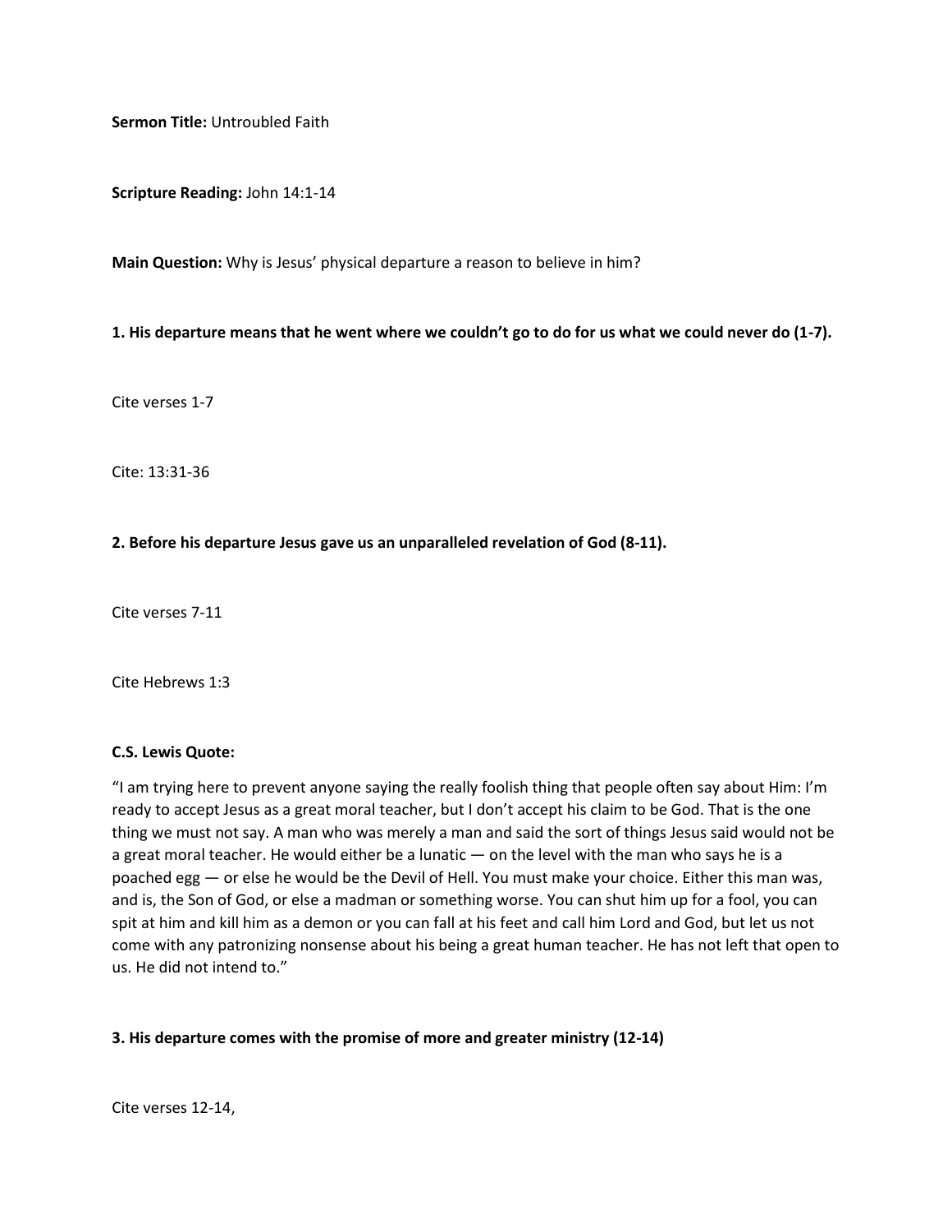**Sermon Title:** Untroubled Faith

**Scripture Reading:** John 14:1-14

**Main Question:** Why is Jesus' physical departure a reason to believe in him?

**1. His departure means that he went where we couldn't go to do for us what we could never do (1-7).**

Cite verses 1-7

Cite: 13:31-36

**2. Before his departure Jesus gave us an unparalleled revelation of God (8-11).**

Cite verses 7-11

Cite Hebrews 1:3

**C.S. Lewis Quote:**

"I am trying here to prevent anyone saying the really foolish thing that people often say about Him: I'm ready to accept Jesus as a great moral teacher, but I don't accept his claim to be God. That is the one thing we must not say. A man who was merely a man and said the sort of things Jesus said would not be a great moral teacher. He would either be a lunatic — on the level with the man who says he is a poached egg — or else he would be the Devil of Hell. You must make your choice. Either this man was, and is, the Son of God, or else a madman or something worse. You can shut him up for a fool, you can spit at him and kill him as a demon or you can fall at his feet and call him Lord and God, but let us not come with any patronizing nonsense about his being a great human teacher. He has not left that open to us. He did not intend to."

**3. His departure comes with the promise of more and greater ministry (12-14)**

Cite verses 12-14,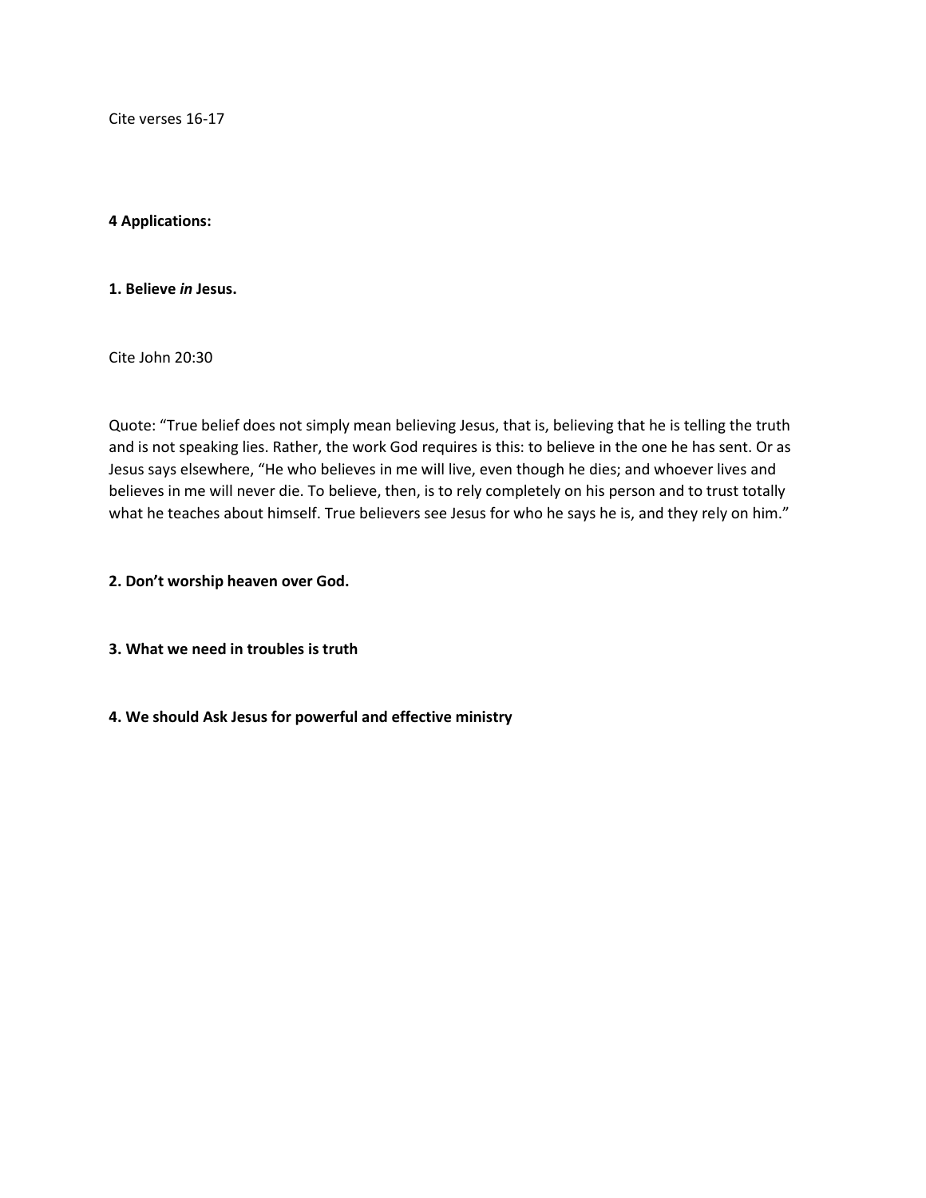Cite verses 16-17

**4 Applications:**

**1. Believe *in* Jesus.**

Cite John 20:30

Quote: "True belief does not simply mean believing Jesus, that is, believing that he is telling the truth and is not speaking lies. Rather, the work God requires is this: to believe in the one he has sent. Or as Jesus says elsewhere, "He who believes in me will live, even though he dies; and whoever lives and believes in me will never die. To believe, then, is to rely completely on his person and to trust totally what he teaches about himself. True believers see Jesus for who he says he is, and they rely on him."

**2. Don't worship heaven over God.**

**3. What we need in troubles is truth**

**4. We should Ask Jesus for powerful and effective ministry**